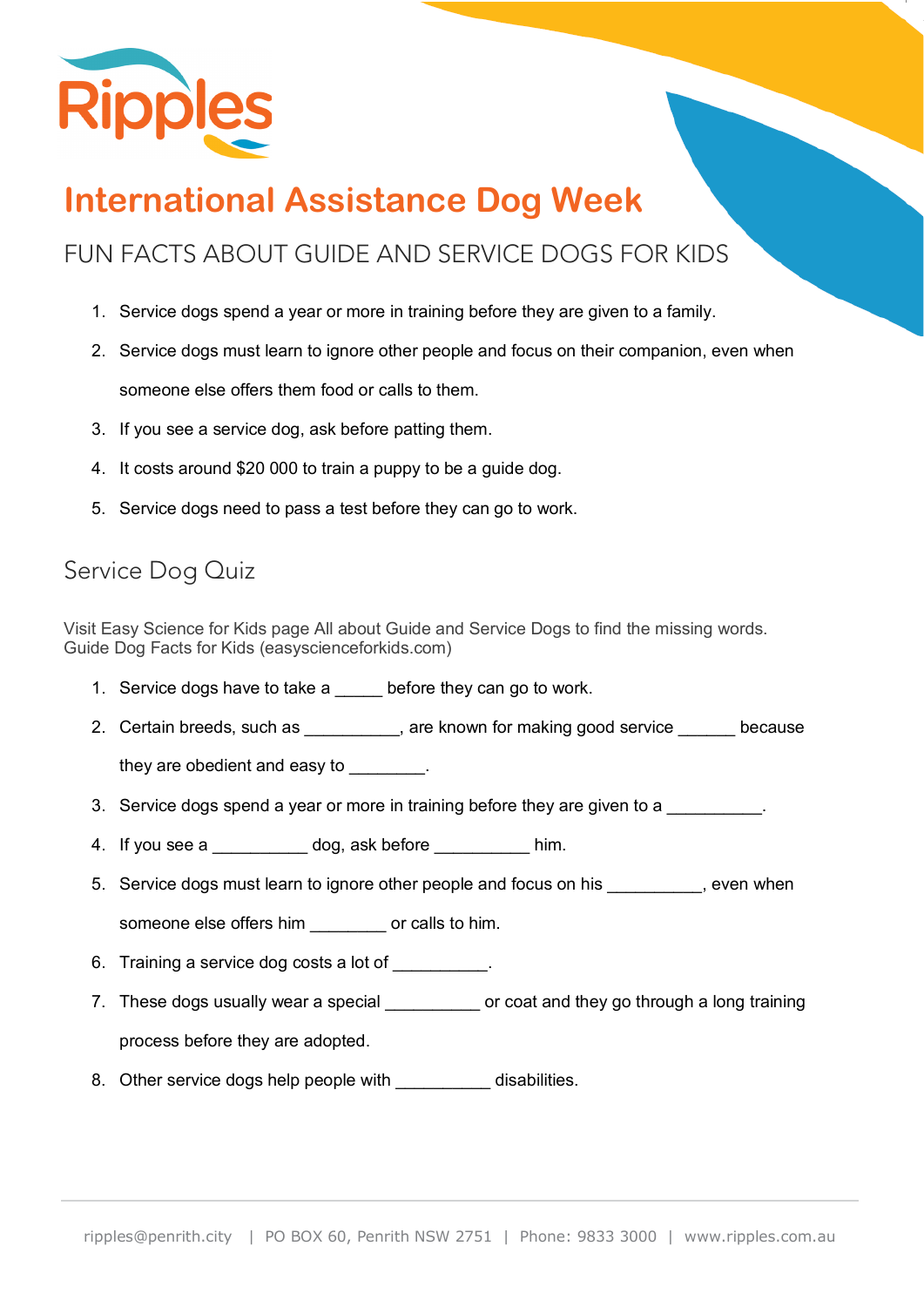Ripples

# International Assistance Dog Week

## FUN FACTS ABOUT GUIDE AND SERVICE DOGS FOR KIDS

1. Service dogs spend a year or more in training before they are given to a family.
2. Service dogs must learn to ignore other people and focus on their companion, even when someone else offers them food or calls to them.
3. If you see a service dog, ask before patting them.
4. It costs around $20 000 to train a puppy to be a guide dog.
5. Service dogs need to pass a test before they can go to work.

## Service Dog Quiz

Visit Easy Science for Kids page All about Guide and Service Dogs to find the missing words. Guide Dog Facts for Kids (easyscienceforkids.com)

1. Service dogs have to take a _____ before they can go to work.
2. Certain breeds, such as __________, are known for making good service ______ because they are obedient and easy to ________.
3. Service dogs spend a year or more in training before they are given to a __________.
4. If you see a __________ dog, ask before __________ him.
5. Service dogs must learn to ignore other people and focus on his __________, even when someone else offers him ________ or calls to him.
6. Training a service dog costs a lot of __________.
7. These dogs usually wear a special __________ or coat and they go through a long training process before they are adopted.
8. Other service dogs help people with __________ disabilities.

ripples@penrith.city | PO BOX 60, Penrith NSW 2751 | Phone: 9833 3000 | www.ripples.com.au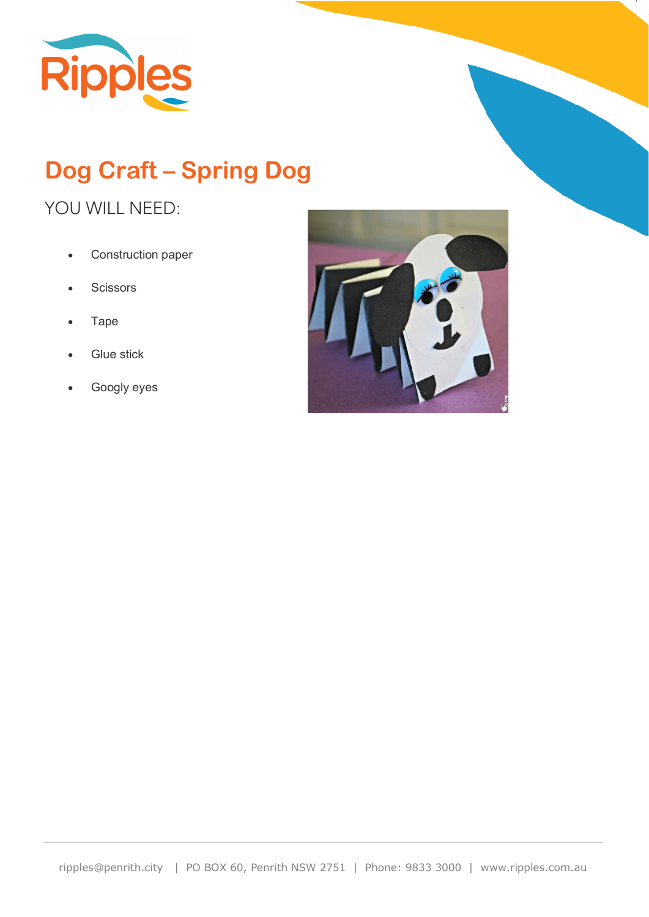# Dog Craft – Spring Dog

YOU WILL NEED:

- Construction paper
- Scissors
- Tape
- Glue stick
- Googly eyes